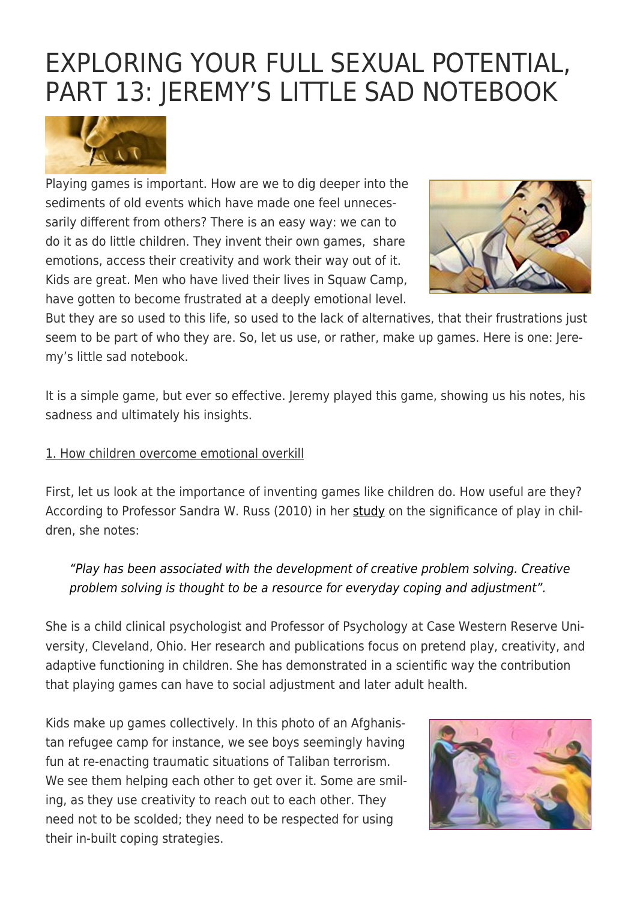# EXPLORING YOUR FULL SEXUAL POTENTIAL, PART 13: JEREMY'S LITTLE SAD NOTEBOOK

Playing games is important. How are we to dig deeper into the sediments of old events which have made one feel unnecessarily different from others? There is an easy way: we can to do it as do little children. They invent their own games, share emotions, access their creativity and work their way out of it. Kids are great. Men who have lived their lives in Squaw Camp, have gotten to become frustrated at a deeply emotional level. But they are so used to this life, so used to the lack of alternatives, that their frustrations just seem to be part of who they are. So, let us use, or rather, make up games. Here is one: Jeremy's little sad notebook.

It is a simple game, but ever so effective. Jeremy played this game, showing us his notes, his sadness and ultimately his insights.

1. How children overcome emotional overkill

First, let us look at the importance of inventing games like children do. How useful are they? According to Professor Sandra W. Russ (2010) in her study on the significance of play in children, she notes:

> *"Play has been associated with the development of creative problem solving. Creative problem solving is thought to be a resource for everyday coping and adjustment".*

She is a child clinical psychologist and Professor of Psychology at Case Western Reserve University, Cleveland, Ohio. Her research and publications focus on pretend play, creativity, and adaptive functioning in children. She has demonstrated in a scientific way the contribution that playing games can have to social adjustment and later adult health.

Kids make up games collectively. In this photo of an Afghanistan refugee camp for instance, we see boys seemingly having fun at re-enacting traumatic situations of Taliban terrorism. We see them helping each other to get over it. Some are smiling, as they use creativity to reach out to each other. They need not to be scolded; they need to be respected for using their in-built coping strategies.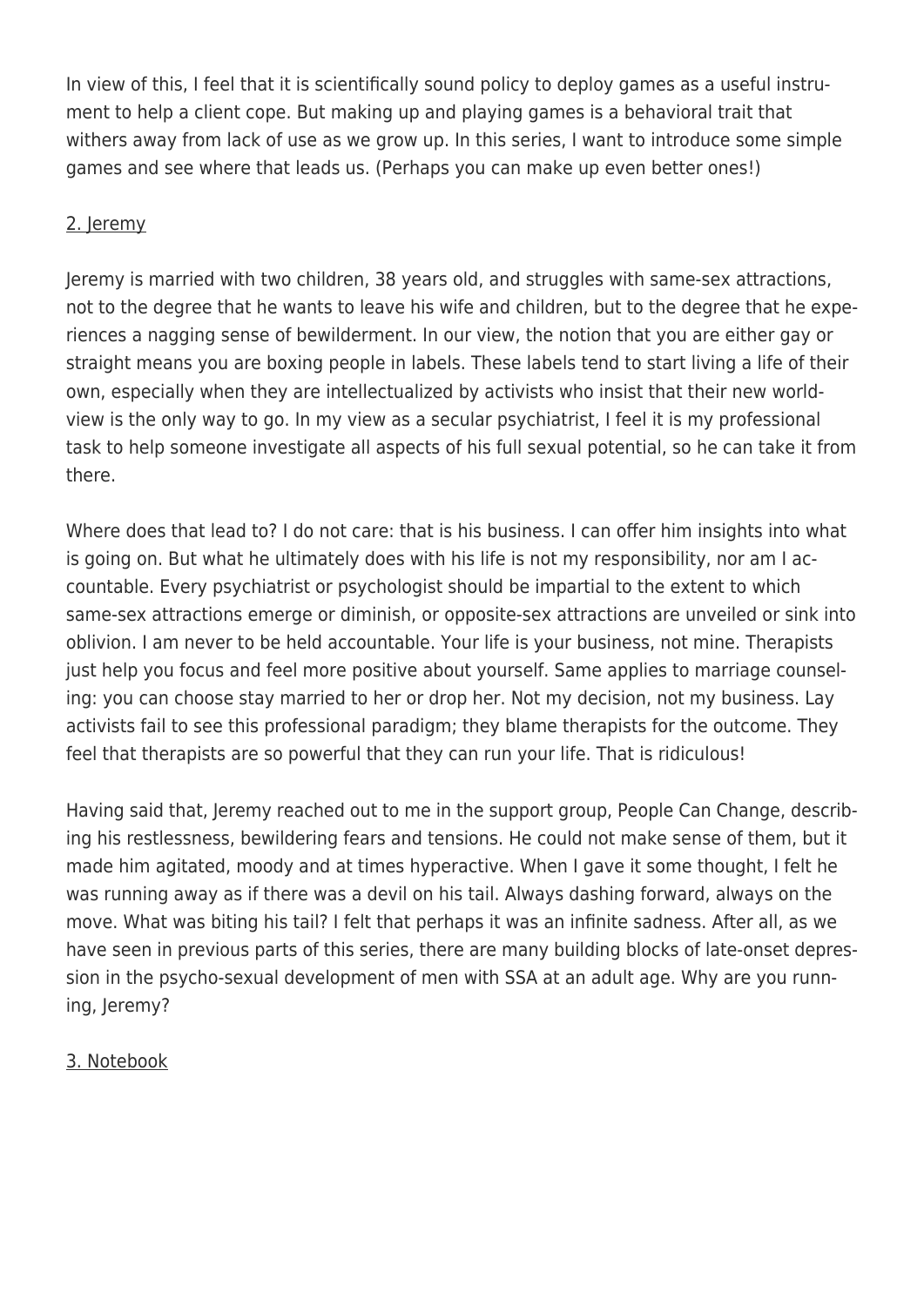In view of this, I feel that it is scientifically sound policy to deploy games as a useful instrument to help a client cope. But making up and playing games is a behavioral trait that withers away from lack of use as we grow up. In this series, I want to introduce some simple games and see where that leads us. (Perhaps you can make up even better ones!)

## 2. Jeremy

Jeremy is married with two children, 38 years old, and struggles with same-sex attractions, not to the degree that he wants to leave his wife and children, but to the degree that he experiences a nagging sense of bewilderment. In our view, the notion that you are either gay or straight means you are boxing people in labels. These labels tend to start living a life of their own, especially when they are intellectualized by activists who insist that their new worldview is the only way to go. In my view as a secular psychiatrist, I feel it is my professional task to help someone investigate all aspects of his full sexual potential, so he can take it from there.

Where does that lead to? I do not care: that is his business. I can offer him insights into what is going on. But what he ultimately does with his life is not my responsibility, nor am I accountable. Every psychiatrist or psychologist should be impartial to the extent to which same-sex attractions emerge or diminish, or opposite-sex attractions are unveiled or sink into oblivion. I am never to be held accountable. Your life is your business, not mine. Therapists just help you focus and feel more positive about yourself. Same applies to marriage counseling: you can choose stay married to her or drop her. Not my decision, not my business. Lay activists fail to see this professional paradigm; they blame therapists for the outcome. They feel that therapists are so powerful that they can run your life. That is ridiculous!

Having said that, Jeremy reached out to me in the support group, People Can Change, describing his restlessness, bewildering fears and tensions. He could not make sense of them, but it made him agitated, moody and at times hyperactive. When I gave it some thought, I felt he was running away as if there was a devil on his tail. Always dashing forward, always on the move. What was biting his tail? I felt that perhaps it was an infinite sadness. After all, as we have seen in previous parts of this series, there are many building blocks of late-onset depression in the psycho-sexual development of men with SSA at an adult age. Why are you running, Jeremy?

## 3. Notebook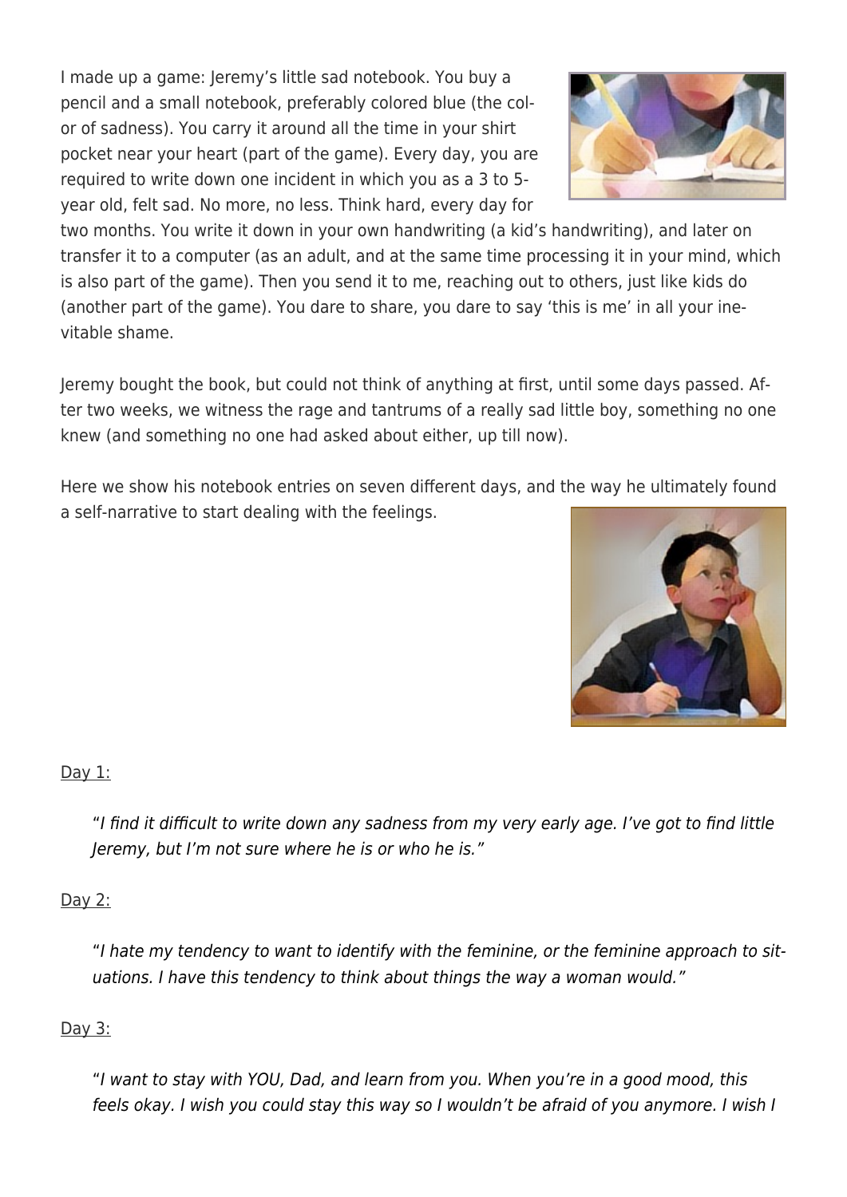I made up a game: Jeremy's little sad notebook. You buy a pencil and a small notebook, preferably colored blue (the color of sadness). You carry it around all the time in your shirt pocket near your heart (part of the game). Every day, you are required to write down one incident in which you as a 3 to 5-year old, felt sad. No more, no less. Think hard, every day for two months. You write it down in your own handwriting (a kid's handwriting), and later on transfer it to a computer (as an adult, and at the same time processing it in your mind, which is also part of the game). Then you send it to me, reaching out to others, just like kids do (another part of the game). You dare to share, you dare to say 'this is me' in all your inevitable shame.

Jeremy bought the book, but could not think of anything at first, until some days passed. After two weeks, we witness the rage and tantrums of a really sad little boy, something no one knew (and something no one had asked about either, up till now).

Here we show his notebook entries on seven different days, and the way he ultimately found a self-narrative to start dealing with the feelings.

Day 1:

> *"I find it difficult to write down any sadness from my very early age. I've got to find little Jeremy, but I'm not sure where he is or who he is."*

Day 2:

> *"I hate my tendency to want to identify with the feminine, or the feminine approach to situations. I have this tendency to think about things the way a woman would."*

Day 3:

> *"I want to stay with YOU, Dad, and learn from you. When you're in a good mood, this feels okay. I wish you could stay this way so I wouldn't be afraid of you anymore. I wish I*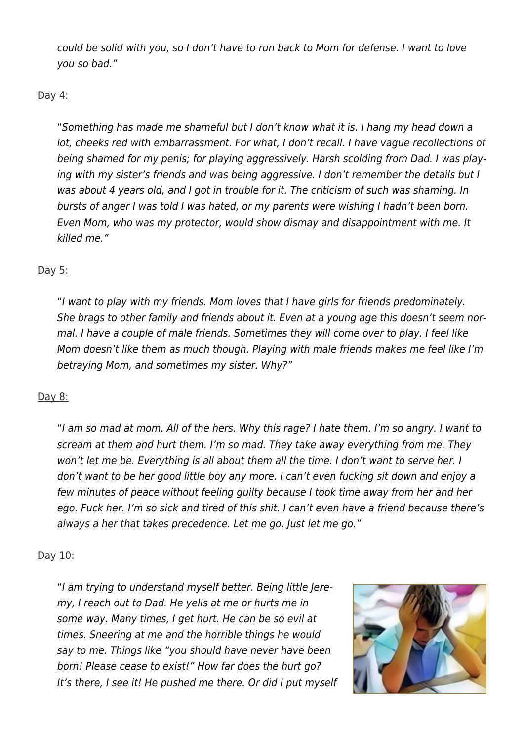*could be solid with you, so I don't have to run back to Mom for defense. I want to love you so bad."*

Day 4:

> "*Something has made me shameful but I don't know what it is. I hang my head down a lot, cheeks red with embarrassment. For what, I don't recall. I have vague recollections of being shamed for my penis; for playing aggressively. Harsh scolding from Dad. I was playing with my sister's friends and was being aggressive. I don't remember the details but I was about 4 years old, and I got in trouble for it. The criticism of such was shaming. In bursts of anger I was told I was hated, or my parents were wishing I hadn't been born. Even Mom, who was my protector, would show dismay and disappointment with me. It killed me.*"

Day 5:

> "*I want to play with my friends. Mom loves that I have girls for friends predominately. She brags to other family and friends about it. Even at a young age this doesn't seem normal. I have a couple of male friends. Sometimes they will come over to play. I feel like Mom doesn't like them as much though. Playing with male friends makes me feel like I'm betraying Mom, and sometimes my sister. Why?*"

Day 8:

> "*I am so mad at mom. All of the hers. Why this rage? I hate them. I'm so angry. I want to scream at them and hurt them. I'm so mad. They take away everything from me. They won't let me be. Everything is all about them all the time. I don't want to serve her. I don't want to be her good little boy any more. I can't even fucking sit down and enjoy a few minutes of peace without feeling guilty because I took time away from her and her ego. Fuck her. I'm so sick and tired of this shit. I can't even have a friend because there's always a her that takes precedence. Let me go. Just let me go.*"

Day 10:

> "*I am trying to understand myself better. Being little Jeremy, I reach out to Dad. He yells at me or hurts me in some way. Many times, I get hurt. He can be so evil at times. Sneering at me and the horrible things he would say to me. Things like "you should have never have been born! Please cease to exist!" How far does the hurt go? It's there, I see it! He pushed me there. Or did I put myself*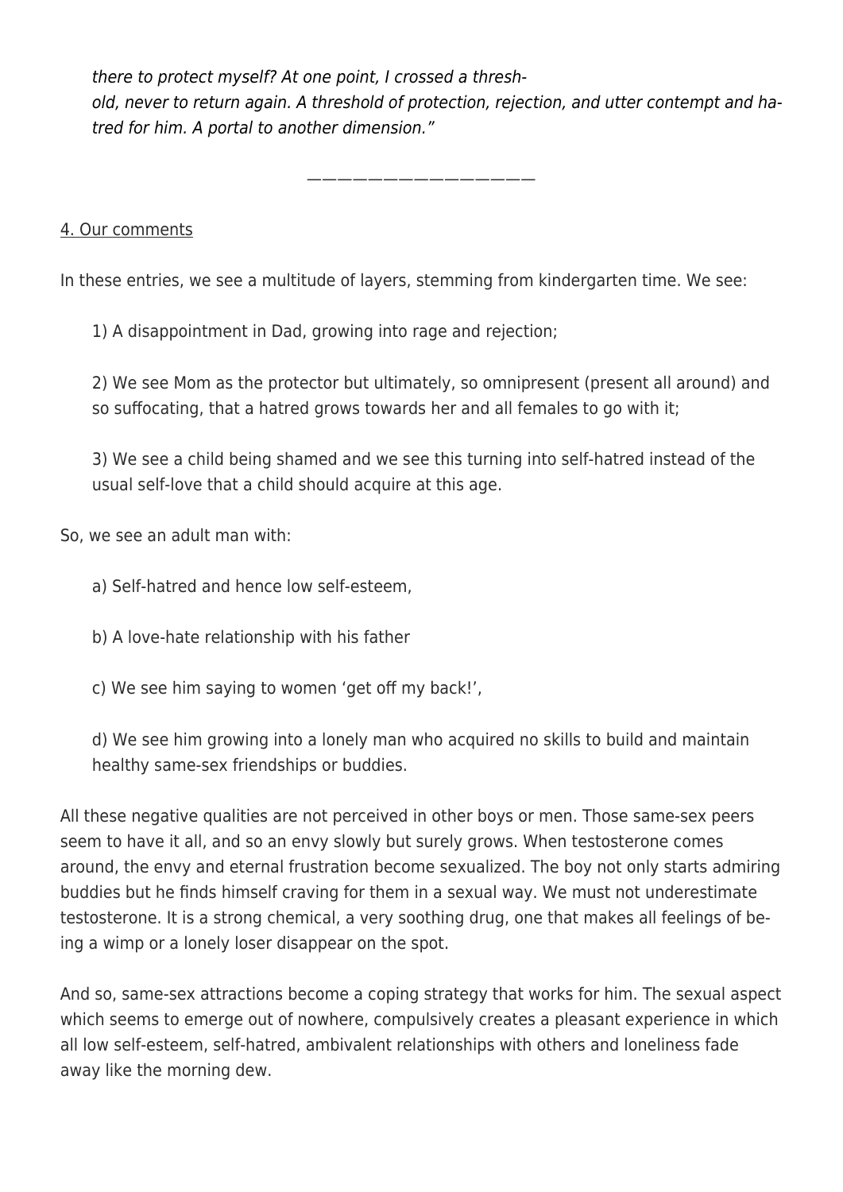*there to protect myself? At one point, I crossed a threshold, never to return again. A threshold of protection, rejection, and utter contempt and hatred for him. A portal to another dimension."*

———————————————————

4. Our comments

In these entries, we see a multitude of layers, stemming from kindergarten time. We see:

1) A disappointment in Dad, growing into rage and rejection;

2) We see Mom as the protector but ultimately, so omnipresent (present all around) and so suffocating, that a hatred grows towards her and all females to go with it;

3) We see a child being shamed and we see this turning into self-hatred instead of the usual self-love that a child should acquire at this age.

So, we see an adult man with:

a) Self-hatred and hence low self-esteem,

b) A love-hate relationship with his father

c) We see him saying to women 'get off my back!',

d) We see him growing into a lonely man who acquired no skills to build and maintain healthy same-sex friendships or buddies.

All these negative qualities are not perceived in other boys or men. Those same-sex peers seem to have it all, and so an envy slowly but surely grows. When testosterone comes around, the envy and eternal frustration become sexualized. The boy not only starts admiring buddies but he finds himself craving for them in a sexual way. We must not underestimate testosterone. It is a strong chemical, a very soothing drug, one that makes all feelings of being a wimp or a lonely loser disappear on the spot.

And so, same-sex attractions become a coping strategy that works for him. The sexual aspect which seems to emerge out of nowhere, compulsively creates a pleasant experience in which all low self-esteem, self-hatred, ambivalent relationships with others and loneliness fade away like the morning dew.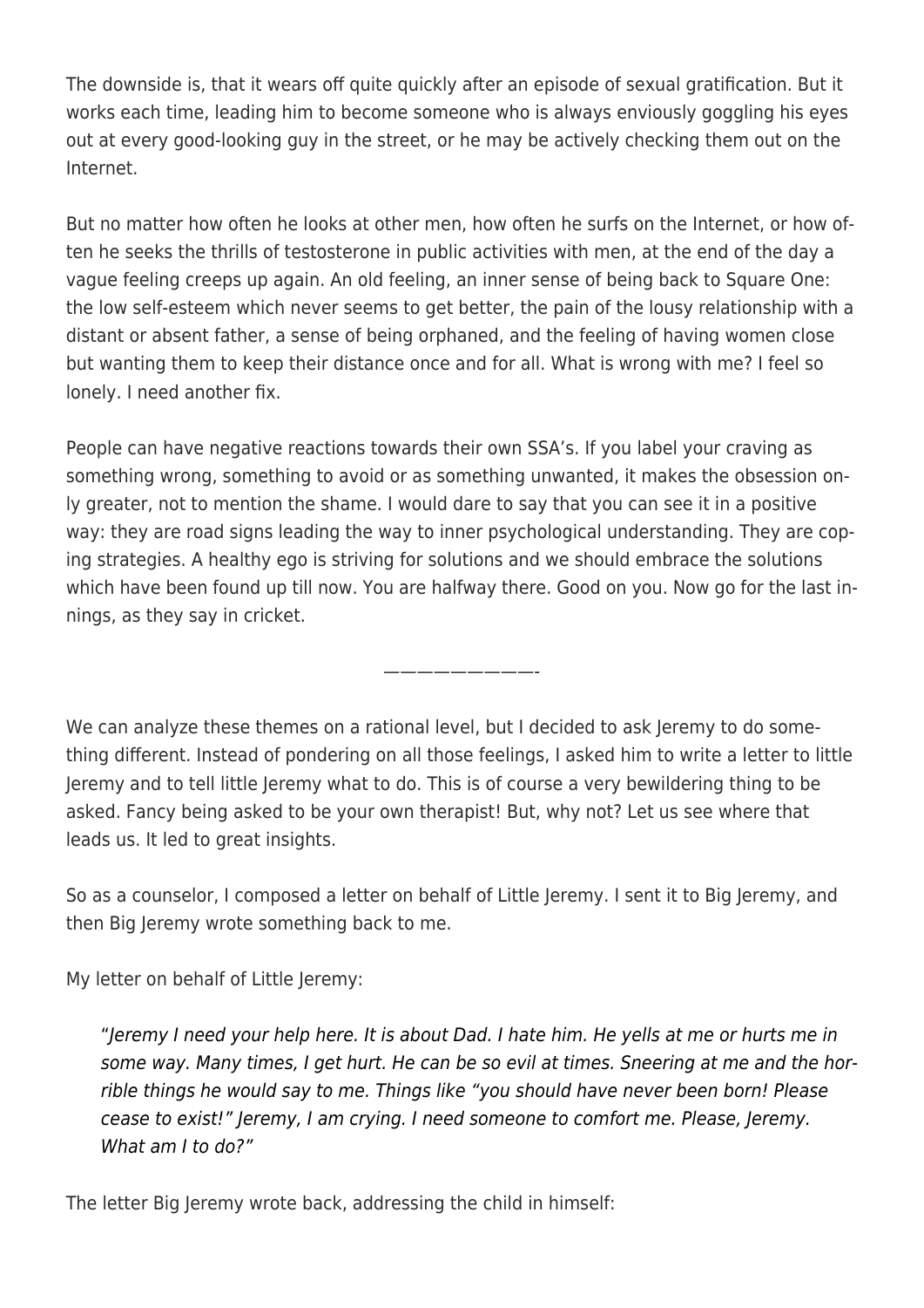The downside is, that it wears off quite quickly after an episode of sexual gratification. But it works each time, leading him to become someone who is always enviously goggling his eyes out at every good-looking guy in the street, or he may be actively checking them out on the Internet.

But no matter how often he looks at other men, how often he surfs on the Internet, or how often he seeks the thrills of testosterone in public activities with men, at the end of the day a vague feeling creeps up again. An old feeling, an inner sense of being back to Square One: the low self-esteem which never seems to get better, the pain of the lousy relationship with a distant or absent father, a sense of being orphaned, and the feeling of having women close but wanting them to keep their distance once and for all. What is wrong with me? I feel so lonely. I need another fix.

People can have negative reactions towards their own SSA's. If you label your craving as something wrong, something to avoid or as something unwanted, it makes the obsession only greater, not to mention the shame. I would dare to say that you can see it in a positive way: they are road signs leading the way to inner psychological understanding. They are coping strategies. A healthy ego is striving for solutions and we should embrace the solutions which have been found up till now. You are halfway there. Good on you. Now go for the last innings, as they say in cricket.

————————-

We can analyze these themes on a rational level, but I decided to ask Jeremy to do something different. Instead of pondering on all those feelings, I asked him to write a letter to little Jeremy and to tell little Jeremy what to do. This is of course a very bewildering thing to be asked. Fancy being asked to be your own therapist! But, why not? Let us see where that leads us. It led to great insights.

So as a counselor, I composed a letter on behalf of Little Jeremy. I sent it to Big Jeremy, and then Big Jeremy wrote something back to me.

My letter on behalf of Little Jeremy:

> "*Jeremy I need your help here. It is about Dad. I hate him. He yells at me or hurts me in some way. Many times, I get hurt. He can be so evil at times. Sneering at me and the horrible things he would say to me. Things like "you should have never been born! Please cease to exist!" Jeremy, I am crying. I need someone to comfort me. Please, Jeremy. What am I to do?"*

The letter Big Jeremy wrote back, addressing the child in himself: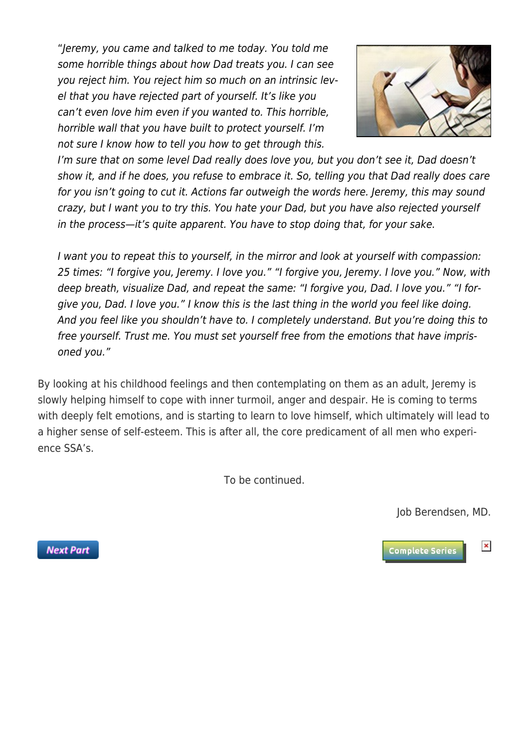*"Jeremy, you came and talked to me today. You told me some horrible things about how Dad treats you. I can see you reject him. You reject him so much on an intrinsic level that you have rejected part of yourself. It's like you can't even love him even if you wanted to. This horrible, horrible wall that you have built to protect yourself. I'm not sure I know how to tell you how to get through this. I'm sure that on some level Dad really does love you, but you don't see it, Dad doesn't show it, and if he does, you refuse to embrace it. So, telling you that Dad really does care for you isn't going to cut it. Actions far outweigh the words here. Jeremy, this may sound crazy, but I want you to try this. You hate your Dad, but you have also rejected yourself in the process—it's quite apparent. You have to stop doing that, for your sake.*

*I want you to repeat this to yourself, in the mirror and look at yourself with compassion: 25 times: "I forgive you, Jeremy. I love you." "I forgive you, Jeremy. I love you." Now, with deep breath, visualize Dad, and repeat the same: "I forgive you, Dad. I love you." "I forgive you, Dad. I love you." I know this is the last thing in the world you feel like doing. And you feel like you shouldn't have to. I completely understand. But you're doing this to free yourself. Trust me. You must set yourself free from the emotions that have imprisoned you."*

By looking at his childhood feelings and then contemplating on them as an adult, Jeremy is slowly helping himself to cope with inner turmoil, anger and despair. He is coming to terms with deeply felt emotions, and is starting to learn to love himself, which ultimately will lead to a higher sense of self-esteem. This is after all, the core predicament of all men who experience SSA's.

To be continued.

Job Berendsen, MD.

Next Part

Complete Series